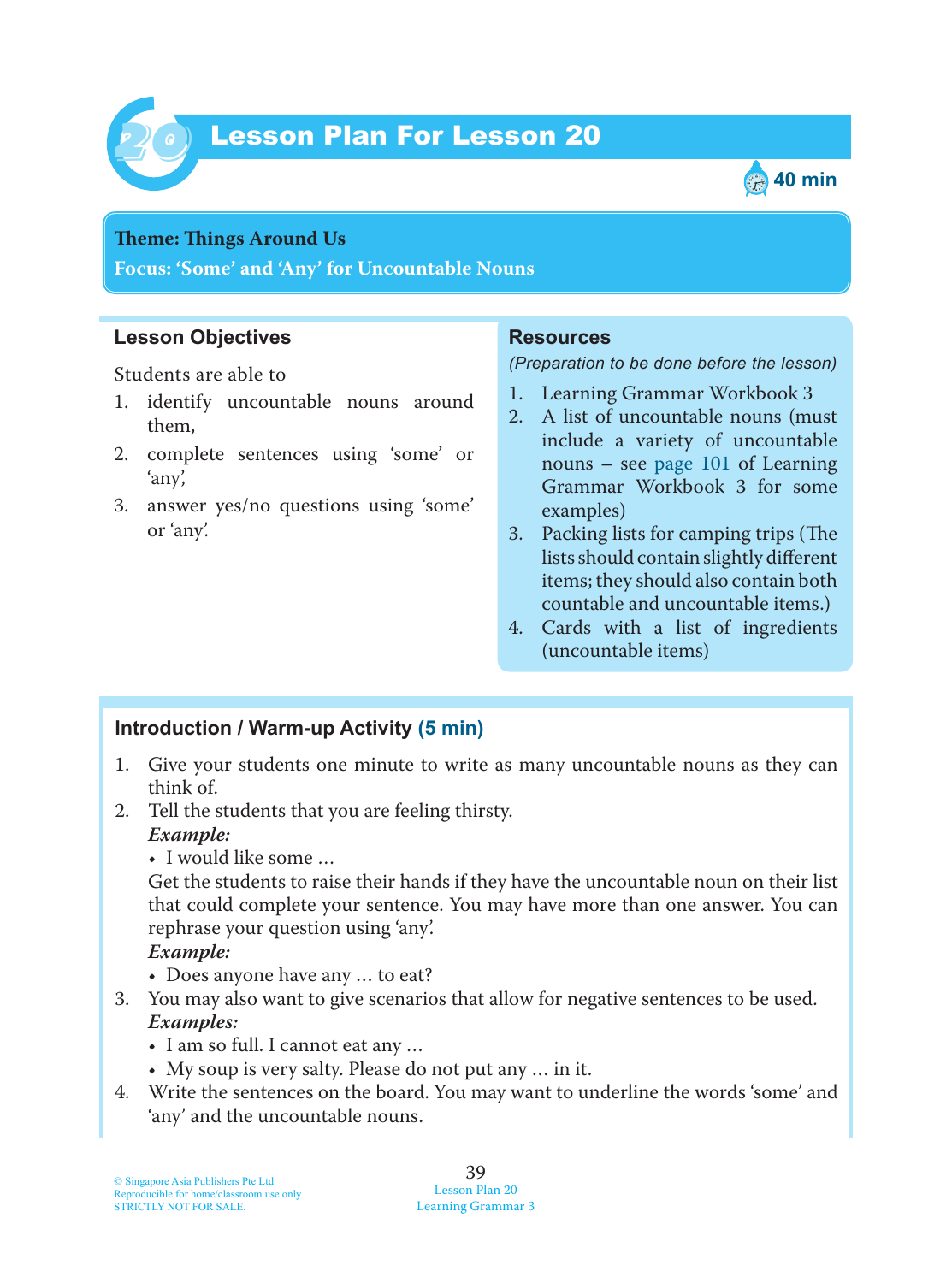# Lesson Plan For Lesson 20

40 min

**Theme: Things Around Us**
**Focus: 'Some' and 'Any' for Uncountable Nouns**

## Lesson Objectives

Students are able to

1. identify uncountable nouns around them,
2. complete sentences using 'some' or 'any',
3. answer yes/no questions using 'some' or 'any'.

## Resources

*(Preparation to be done before the lesson)*

1. Learning Grammar Workbook 3
2. A list of uncountable nouns (must include a variety of uncountable nouns – see page 101 of Learning Grammar Workbook 3 for some examples)
3. Packing lists for camping trips (The lists should contain slightly different items; they should also contain both countable and uncountable items.)
4. Cards with a list of ingredients (uncountable items)

## Introduction / Warm-up Activity (5 min)

1. Give your students one minute to write as many uncountable nouns as they can think of.
2. Tell the students that you are feeling thirsty.
   ***Example:***
   - I would like some …

   Get the students to raise their hands if they have the uncountable noun on their list that could complete your sentence. You may have more than one answer. You can rephrase your question using 'any'.
   ***Example:***
   - Does anyone have any … to eat?
3. You may also want to give scenarios that allow for negative sentences to be used.
   ***Examples:***
   - I am so full. I cannot eat any …
   - My soup is very salty. Please do not put any … in it.
4. Write the sentences on the board. You may want to underline the words 'some' and 'any' and the uncountable nouns.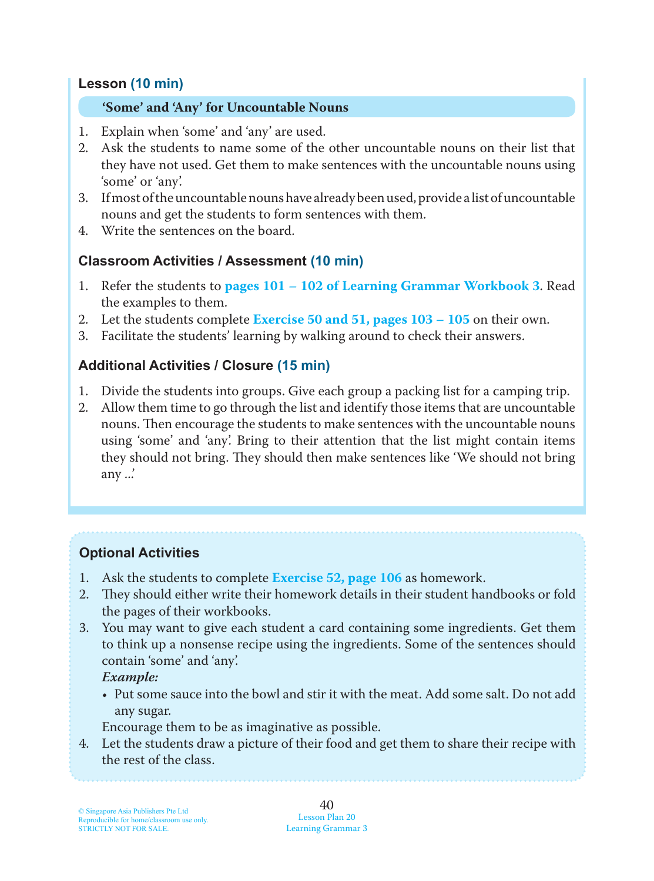### Lesson (10 min)

**'Some' and 'Any' for Uncountable Nouns**

1. Explain when 'some' and 'any' are used.
2. Ask the students to name some of the other uncountable nouns on their list that they have not used. Get them to make sentences with the uncountable nouns using 'some' or 'any'.
3. If most of the uncountable nouns have already been used, provide a list of uncountable nouns and get the students to form sentences with them.
4. Write the sentences on the board.

### Classroom Activities / Assessment (10 min)

1. Refer the students to **pages 101 – 102 of Learning Grammar Workbook 3**. Read the examples to them.
2. Let the students complete **Exercise 50 and 51, pages 103 – 105** on their own.
3. Facilitate the students' learning by walking around to check their answers.

### Additional Activities / Closure (15 min)

1. Divide the students into groups. Give each group a packing list for a camping trip.
2. Allow them time to go through the list and identify those items that are uncountable nouns. Then encourage the students to make sentences with the uncountable nouns using 'some' and 'any'. Bring to their attention that the list might contain items they should not bring. They should then make sentences like 'We should not bring any ...'

### Optional Activities

1. Ask the students to complete **Exercise 52, page 106** as homework.
2. They should either write their homework details in their student handbooks or fold the pages of their workbooks.
3. You may want to give each student a card containing some ingredients. Get them to think up a nonsense recipe using the ingredients. Some of the sentences should contain 'some' and 'any'.
   ***Example:***
   - Put some sauce into the bowl and stir it with the meat. Add some salt. Do not add any sugar.

   Encourage them to be as imaginative as possible.
4. Let the students draw a picture of their food and get them to share their recipe with the rest of the class.